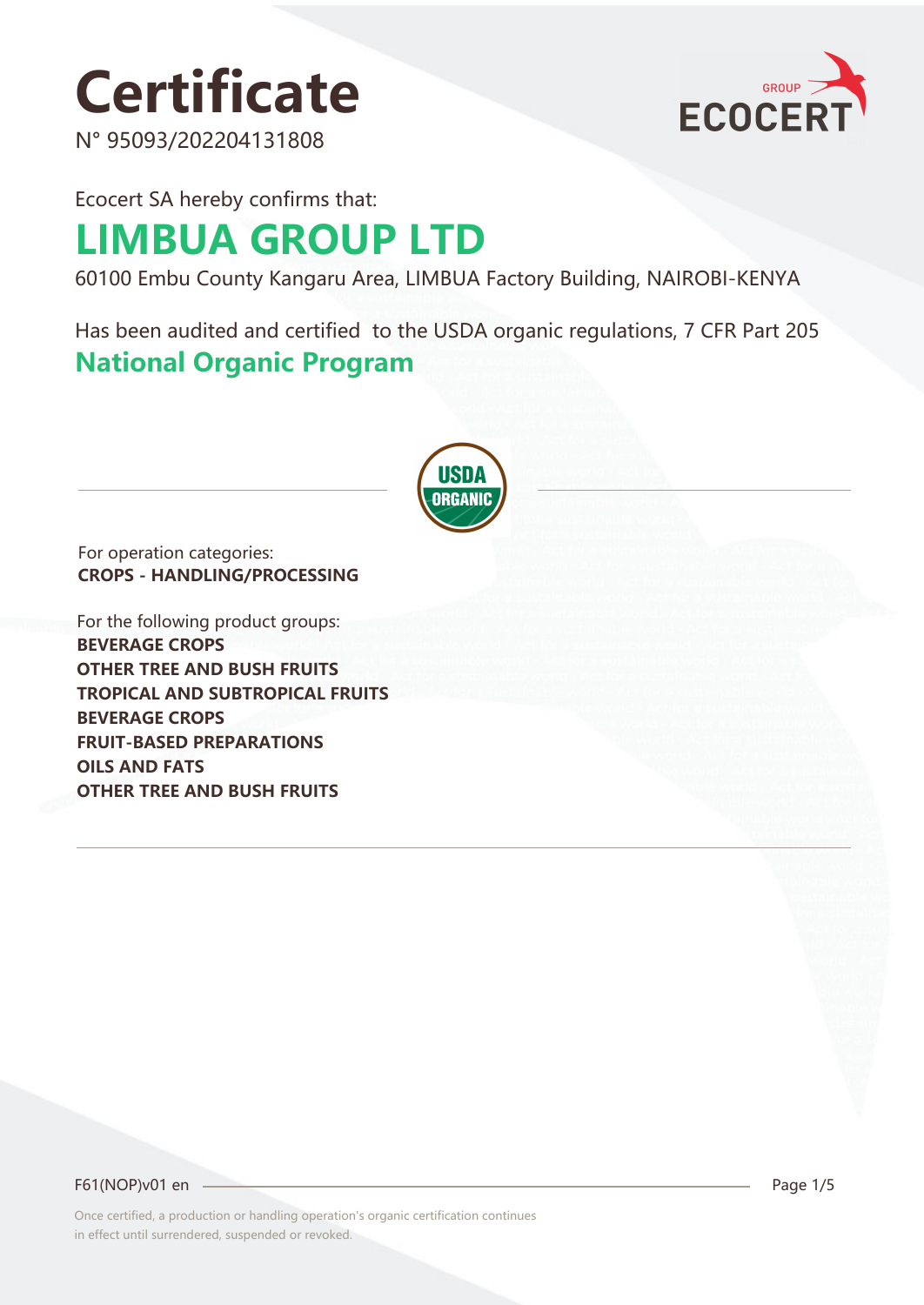# Certificate

N° 95093/202204131808

Ecocert SA hereby confirms that:

## LIMBUA GROUP LTD

60100 Embu County Kangaru Area, LIMBUA Factory Building, NAIROBI-KENYA

Has been audited and certified to the USDA organic regulations, 7 CFR Part 205

## National Organic Program

For operation categories:
**CROPS - HANDLING/PROCESSING**

For the following product groups:
**BEVERAGE CROPS**
**OTHER TREE AND BUSH FRUITS**
**TROPICAL AND SUBTROPICAL FRUITS**
**BEVERAGE CROPS**
**FRUIT-BASED PREPARATIONS**
**OILS AND FATS**
**OTHER TREE AND BUSH FRUITS**

F61(NOP)v01 en

Once certified, a production or handling operation's organic certification continues in effect until surrendered, suspended or revoked.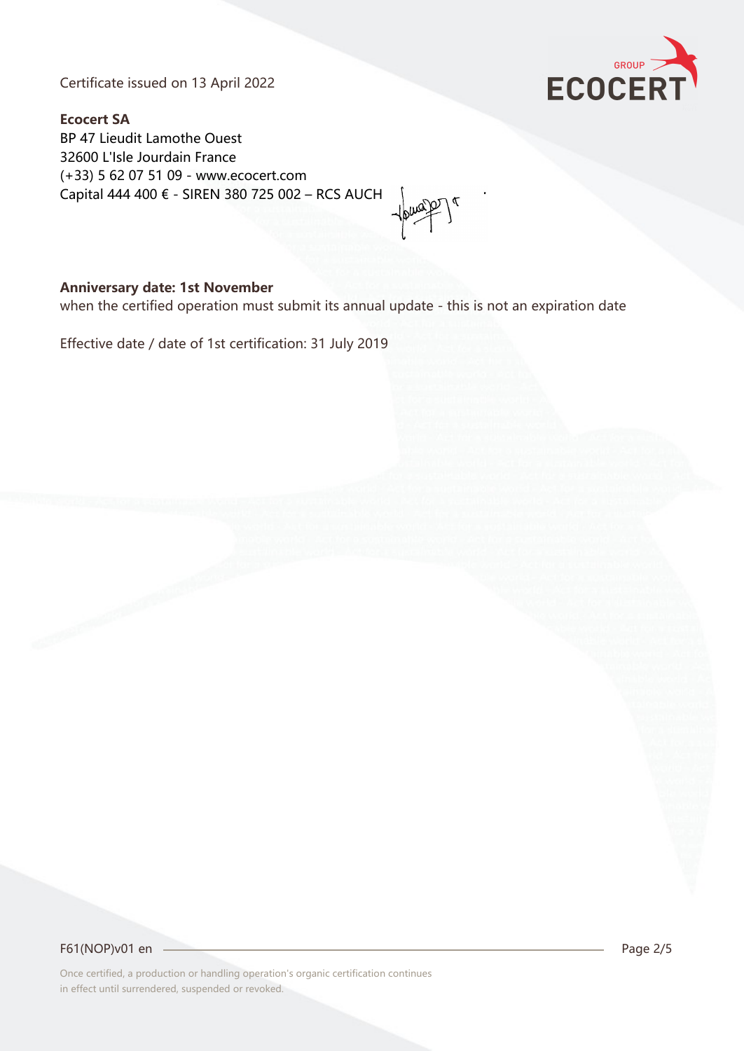Certificate issued on 13 April 2022

**Ecocert SA**
BP 47 Lieudit Lamothe Ouest
32600 L'Isle Jourdain France
(+33) 5 62 07 51 09 - www.ecocert.com
Capital 444 400 € - SIREN 380 725 002 – RCS AUCH

**Anniversary date: 1st November**
when the certified operation must submit its annual update - this is not an expiration date

Effective date / date of 1st certification: 31 July 2019

F61(NOP)v01 en

Once certified, a production or handling operation's organic certification continues in effect until surrendered, suspended or revoked.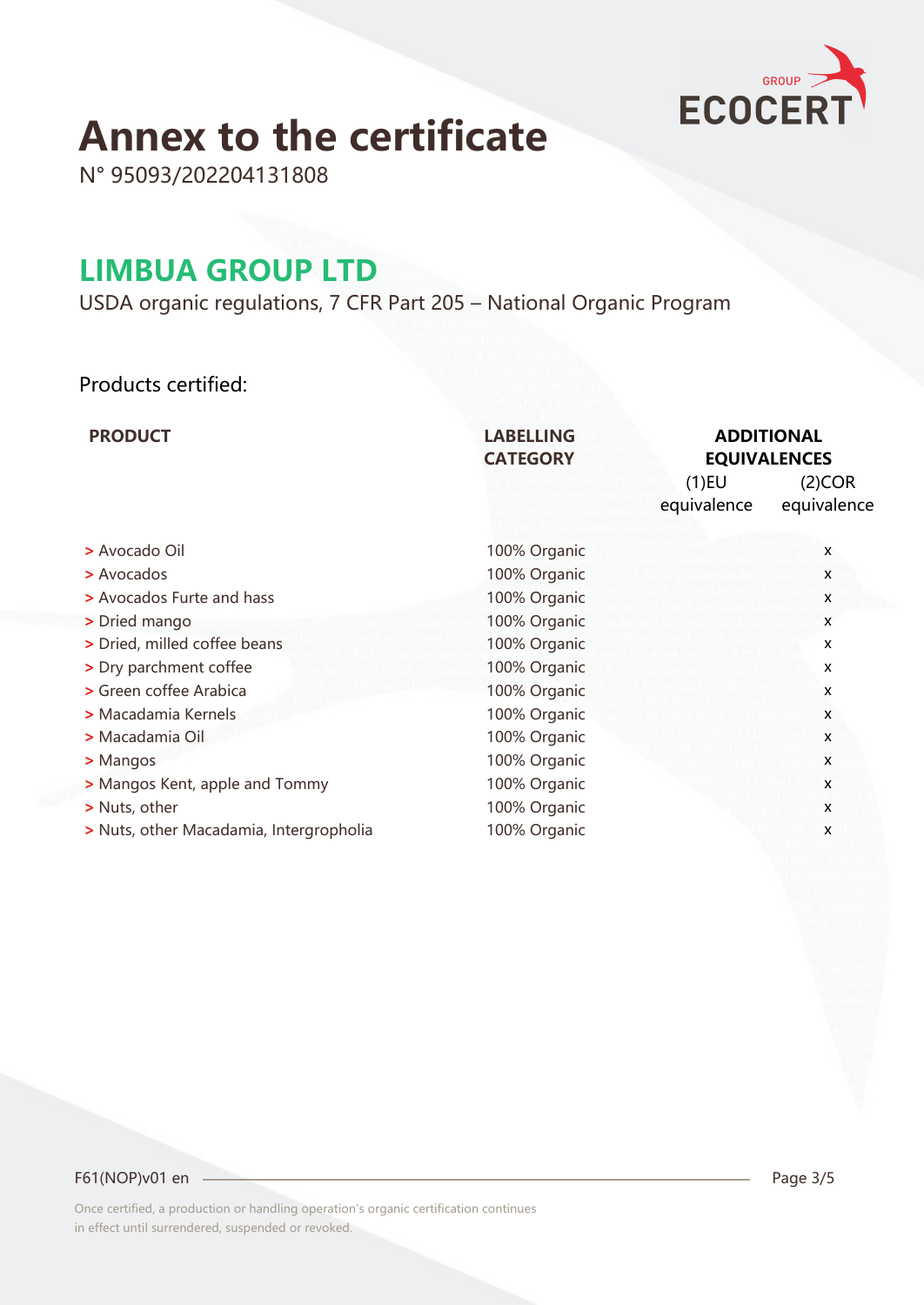# Annex to the certificate

N° 95093/202204131808

## LIMBUA GROUP LTD

USDA organic regulations, 7 CFR Part 205 – National Organic Program

Products certified:

| PRODUCT | LABELLING CATEGORY | ADDITIONAL EQUIVALENCES | |
|---|---|---|---|
| | | (1)EU equivalence | (2)COR equivalence |
| > Avocado Oil | 100% Organic | | x |
| > Avocados | 100% Organic | | x |
| > Avocados Furte and hass | 100% Organic | | x |
| > Dried mango | 100% Organic | | x |
| > Dried, milled coffee beans | 100% Organic | | x |
| > Dry parchment coffee | 100% Organic | | x |
| > Green coffee Arabica | 100% Organic | | x |
| > Macadamia Kernels | 100% Organic | | x |
| > Macadamia Oil | 100% Organic | | x |
| > Mangos | 100% Organic | | x |
| > Mangos Kent, apple and Tommy | 100% Organic | | x |
| > Nuts, other | 100% Organic | | x |
| > Nuts, other Macadamia, Intergropholia | 100% Organic | | x |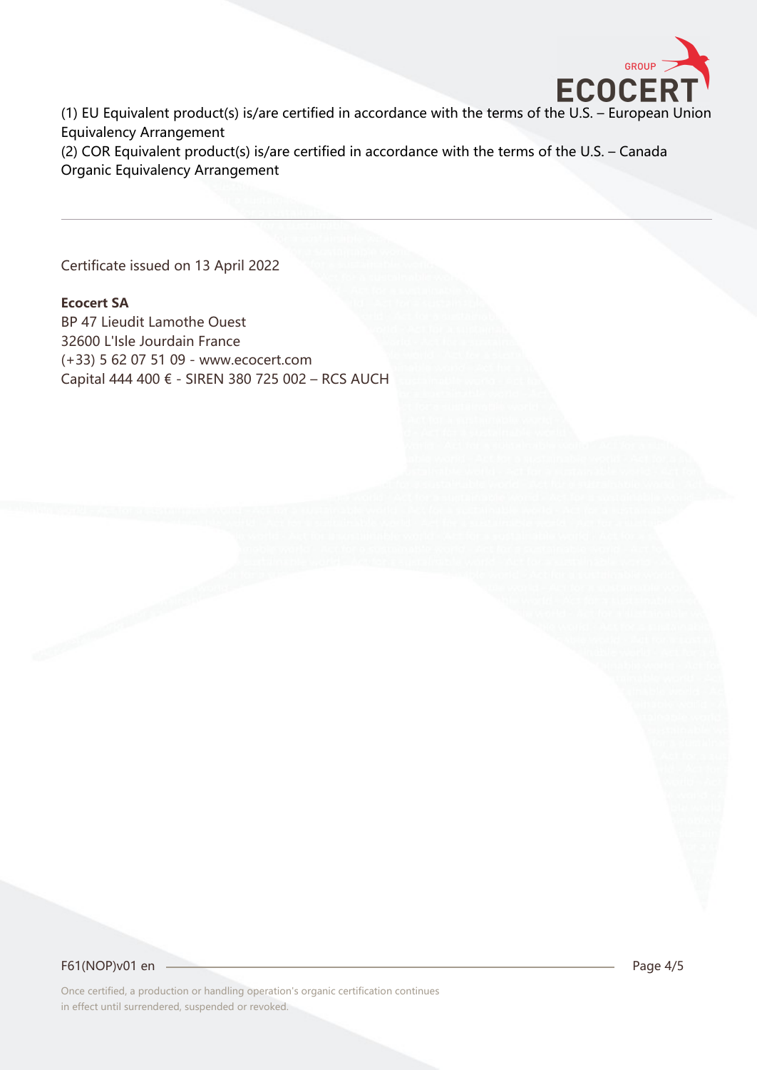(1) EU Equivalent product(s) is/are certified in accordance with the terms of the U.S. – European Union Equivalency Arrangement

(2) COR Equivalent product(s) is/are certified in accordance with the terms of the U.S. – Canada Organic Equivalency Arrangement

---

Certificate issued on 13 April 2022

**Ecocert SA**
BP 47 Lieudit Lamothe Ouest
32600 L'Isle Jourdain France
(+33) 5 62 07 51 09 - www.ecocert.com
Capital 444 400 € - SIREN 380 725 002 – RCS AUCH

Once certified, a production or handling operation's organic certification continues in effect until surrendered, suspended or revoked.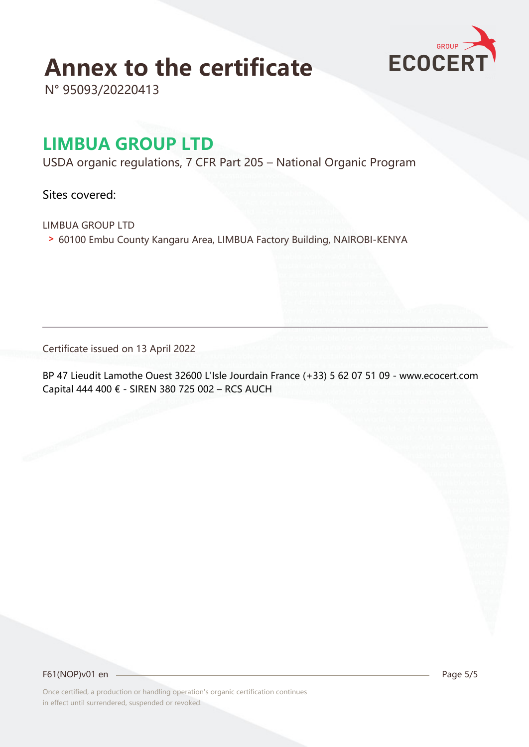# Annex to the certificate

N° 95093/20220413

## LIMBUA GROUP LTD

USDA organic regulations, 7 CFR Part 205 – National Organic Program

Sites covered:

LIMBUA GROUP LTD

> 60100 Embu County Kangaru Area, LIMBUA Factory Building, NAIROBI-KENYA

---

Certificate issued on 13 April 2022

BP 47 Lieudit Lamothe Ouest 32600 L'Isle Jourdain France (+33) 5 62 07 51 09 - www.ecocert.com
Capital 444 400 € - SIREN 380 725 002 – RCS AUCH

F61(NOP)v01 en

Once certified, a production or handling operation's organic certification continues in effect until surrendered, suspended or revoked.